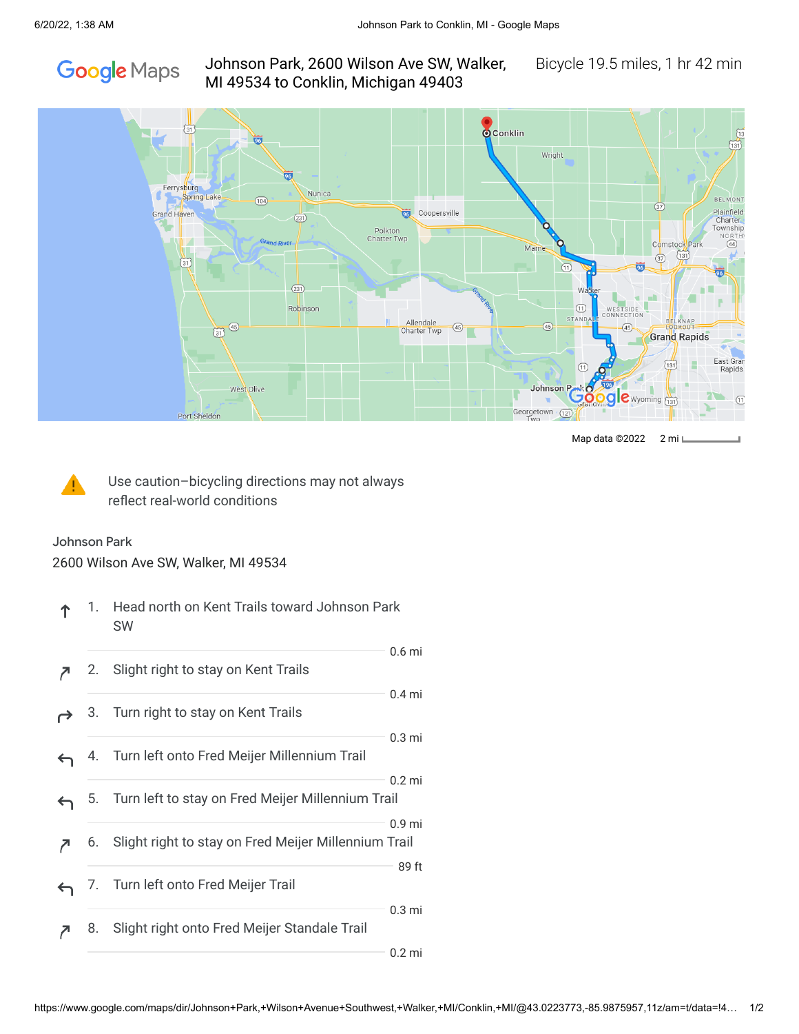# Johnson Park, 2600 Wilson Ave SW, Walker, MI 49534 to Conklin, Michigan 49403

Bicycle 19.5 miles, 1 hr 42 min

Map data ©2022  2 mi

⚠ Use caution–bicycling directions may not always reflect real-world conditions

**Johnson Park**
2600 Wilson Ave SW, Walker, MI 49534

1. Head north on Kent Trails toward Johnson Park SW
   0.6 mi
2. Slight right to stay on Kent Trails
   0.4 mi
3. Turn right to stay on Kent Trails
   0.3 mi
4. Turn left onto Fred Meijer Millennium Trail
   0.2 mi
5. Turn left to stay on Fred Meijer Millennium Trail
   0.9 mi
6. Slight right to stay on Fred Meijer Millennium Trail
   89 ft
7. Turn left onto Fred Meijer Trail
   0.3 mi
8. Slight right onto Fred Meijer Standale Trail
   0.2 mi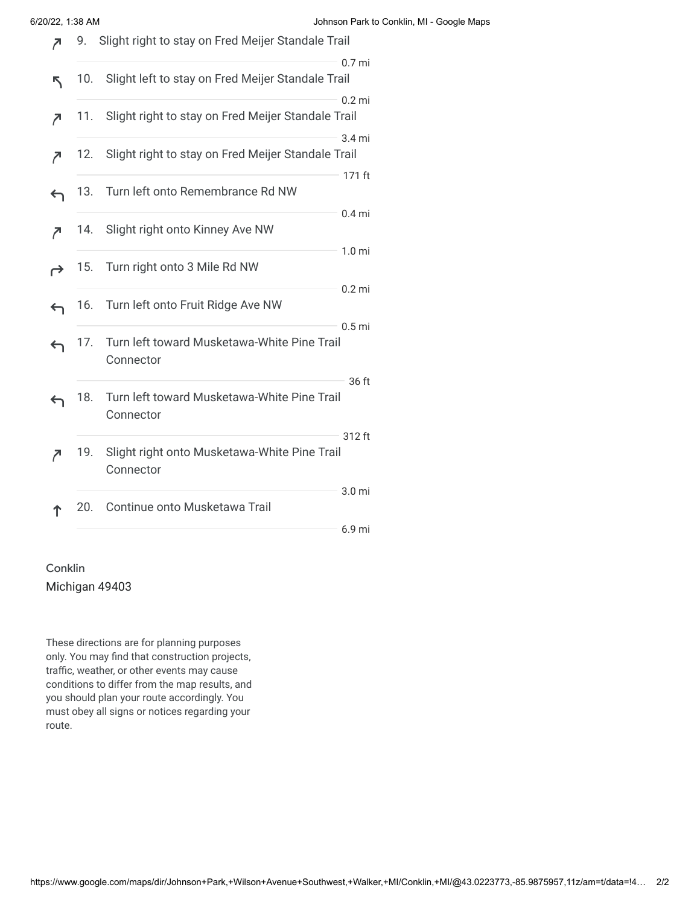9. Slight right to stay on Fred Meijer Standale Trail

0.7 mi

10. Slight left to stay on Fred Meijer Standale Trail

0.2 mi

11. Slight right to stay on Fred Meijer Standale Trail

3.4 mi

12. Slight right to stay on Fred Meijer Standale Trail

171 ft

13. Turn left onto Remembrance Rd NW

0.4 mi

14. Slight right onto Kinney Ave NW

1.0 mi

15. Turn right onto 3 Mile Rd NW

0.2 mi

16. Turn left onto Fruit Ridge Ave NW

0.5 mi

17. Turn left toward Musketawa-White Pine Trail Connector

36 ft

18. Turn left toward Musketawa-White Pine Trail Connector

312 ft

19. Slight right onto Musketawa-White Pine Trail Connector

3.0 mi

20. Continue onto Musketawa Trail

6.9 mi

Conklin
Michigan 49403

These directions are for planning purposes only. You may find that construction projects, traffic, weather, or other events may cause conditions to differ from the map results, and you should plan your route accordingly. You must obey all signs or notices regarding your route.